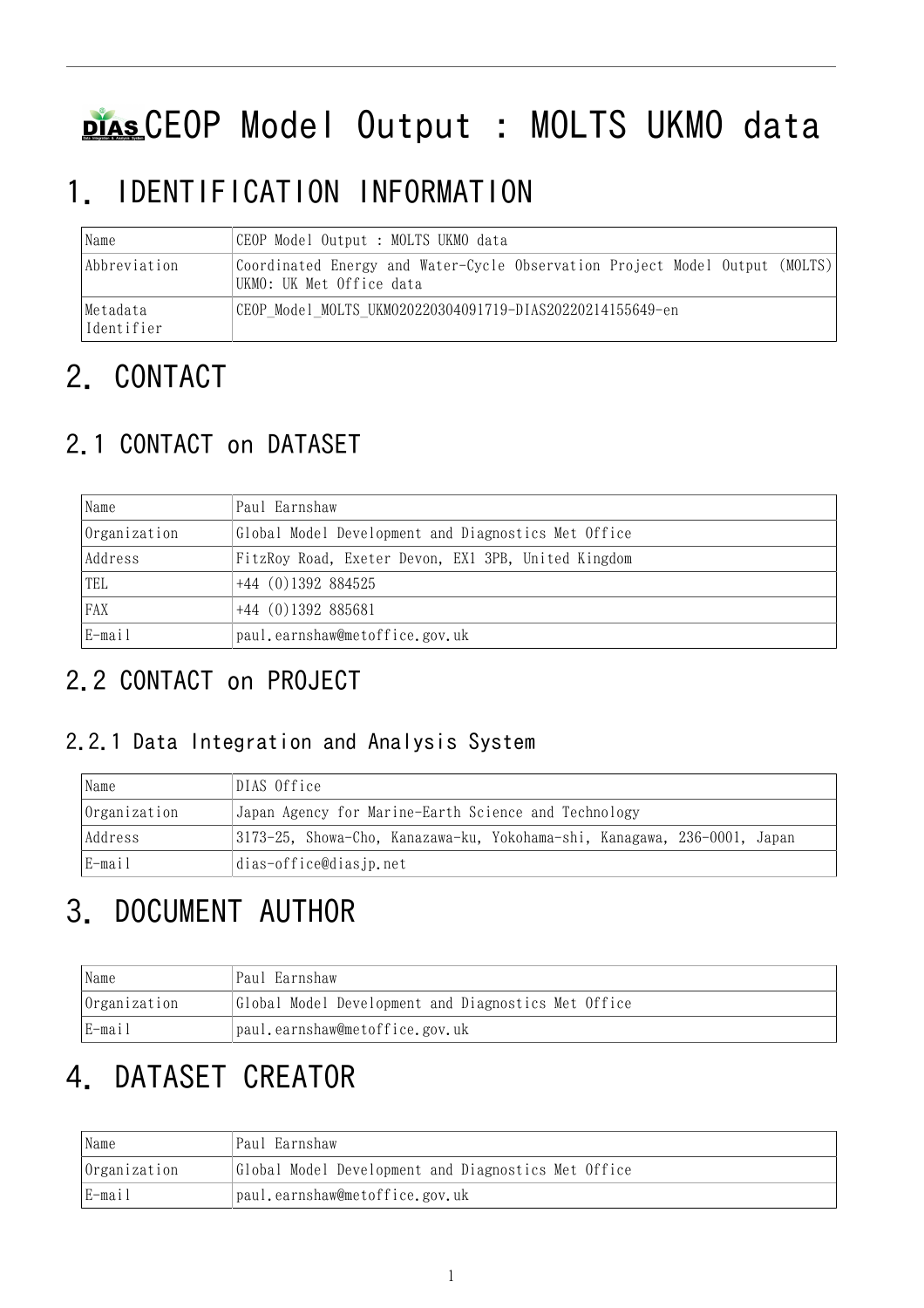# CEOP Model Output : MOLTS UKMO data

# 1. IDENTIFICATION INFORMATION

| | |
|---|---|
| Name | CEOP Model Output : MOLTS UKMO data |
| Abbreviation | Coordinated Energy and Water-Cycle Observation Project Model Output (MOLTS) UKMO: UK Met Office data |
| Metadata Identifier | CEOP_Model_MOLTS_UKMO20220304091719-DIAS20220214155649-en |

# 2. CONTACT

## 2.1 CONTACT on DATASET

| | |
|---|---|
| Name | Paul Earnshaw |
| Organization | Global Model Development and Diagnostics Met Office |
| Address | FitzRoy Road, Exeter Devon, EX1 3PB, United Kingdom |
| TEL | +44 (0)1392 884525 |
| FAX | +44 (0)1392 885681 |
| E-mail | paul.earnshaw@metoffice.gov.uk |

## 2.2 CONTACT on PROJECT

### 2.2.1 Data Integration and Analysis System

| | |
|---|---|
| Name | DIAS Office |
| Organization | Japan Agency for Marine-Earth Science and Technology |
| Address | 3173-25, Showa-Cho, Kanazawa-ku, Yokohama-shi, Kanagawa, 236-0001, Japan |
| E-mail | dias-office@diasjp.net |

# 3. DOCUMENT AUTHOR

| | |
|---|---|
| Name | Paul Earnshaw |
| Organization | Global Model Development and Diagnostics Met Office |
| E-mail | paul.earnshaw@metoffice.gov.uk |

# 4. DATASET CREATOR

| | |
|---|---|
| Name | Paul Earnshaw |
| Organization | Global Model Development and Diagnostics Met Office |
| E-mail | paul.earnshaw@metoffice.gov.uk |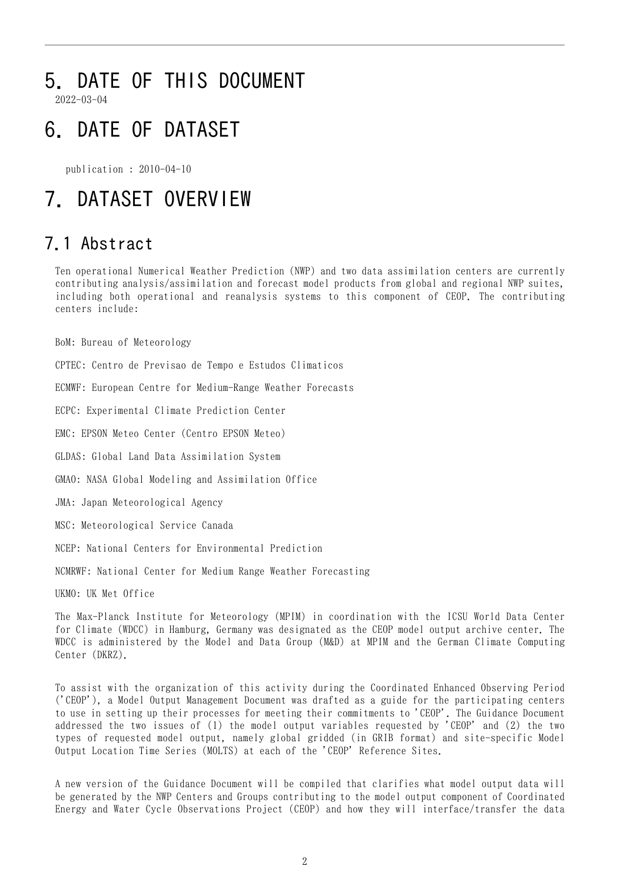# 5. DATE OF THIS DOCUMENT

2022-03-04

# 6. DATE OF DATASET

publication : 2010-04-10

# 7. DATASET OVERVIEW

## 7.1 Abstract

Ten operational Numerical Weather Prediction (NWP) and two data assimilation centers are currently contributing analysis/assimilation and forecast model products from global and regional NWP suites, including both operational and reanalysis systems to this component of CEOP. The contributing centers include:

BoM: Bureau of Meteorology

CPTEC: Centro de Previsao de Tempo e Estudos Climaticos

ECMWF: European Centre for Medium-Range Weather Forecasts

ECPC: Experimental Climate Prediction Center

EMC: EPSON Meteo Center (Centro EPSON Meteo)

GLDAS: Global Land Data Assimilation System

GMAO: NASA Global Modeling and Assimilation Office

JMA: Japan Meteorological Agency

MSC: Meteorological Service Canada

NCEP: National Centers for Environmental Prediction

NCMRWF: National Center for Medium Range Weather Forecasting

UKMO: UK Met Office

The Max-Planck Institute for Meteorology (MPIM) in coordination with the ICSU World Data Center for Climate (WDCC) in Hamburg, Germany was designated as the CEOP model output archive center. The WDCC is administered by the Model and Data Group (M&D) at MPIM and the German Climate Computing Center (DKRZ).

To assist with the organization of this activity during the Coordinated Enhanced Observing Period ('CEOP'), a Model Output Management Document was drafted as a guide for the participating centers to use in setting up their processes for meeting their commitments to 'CEOP'. The Guidance Document addressed the two issues of (1) the model output variables requested by 'CEOP' and (2) the two types of requested model output, namely global gridded (in GRIB format) and site-specific Model Output Location Time Series (MOLTS) at each of the 'CEOP' Reference Sites.

A new version of the Guidance Document will be compiled that clarifies what model output data will be generated by the NWP Centers and Groups contributing to the model output component of Coordinated Energy and Water Cycle Observations Project (CEOP) and how they will interface/transfer the data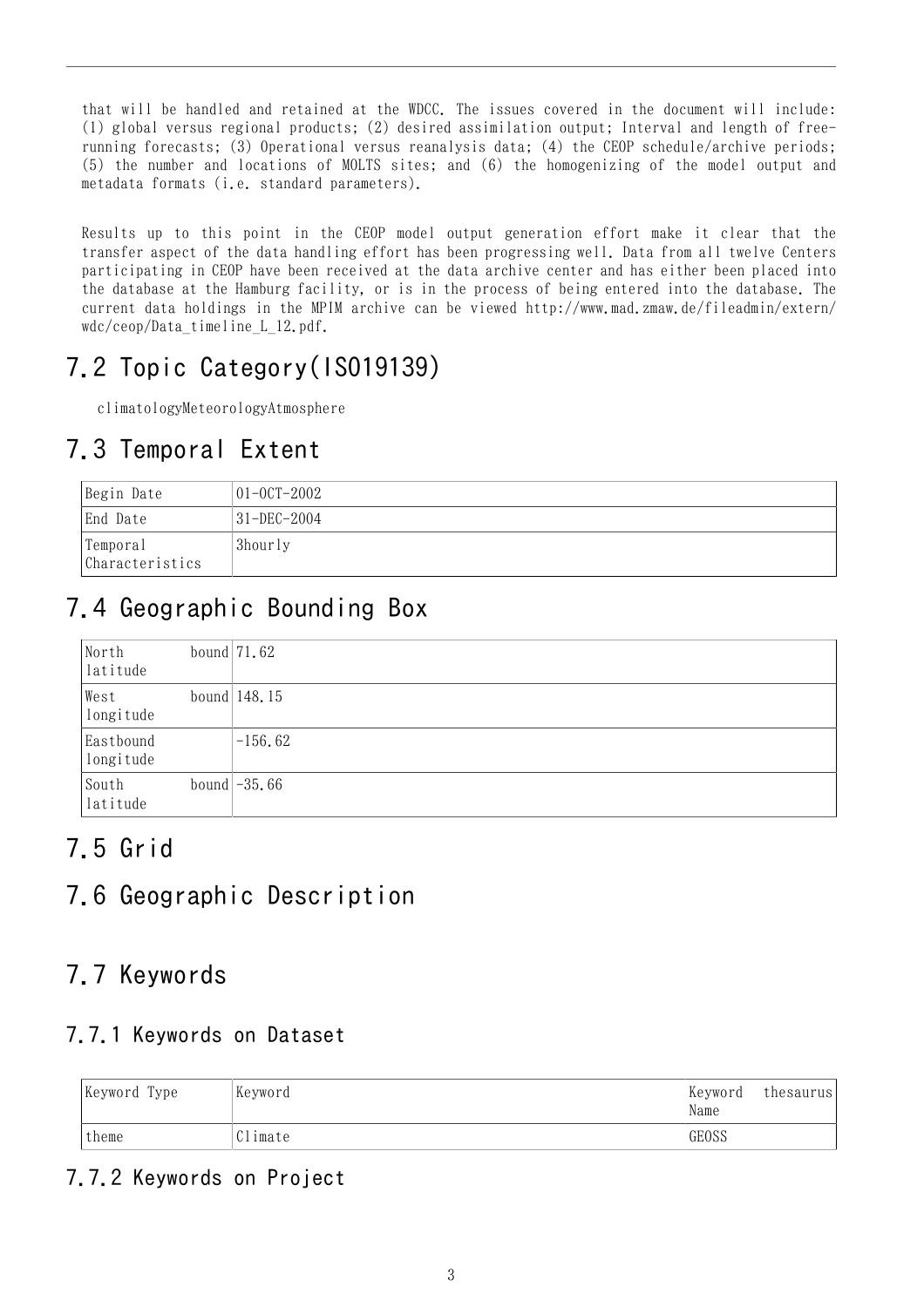that will be handled and retained at the WDCC. The issues covered in the document will include: (1) global versus regional products; (2) desired assimilation output; Interval and length of free-running forecasts; (3) Operational versus reanalysis data; (4) the CEOP schedule/archive periods; (5) the number and locations of MOLTS sites; and (6) the homogenizing of the model output and metadata formats (i.e. standard parameters).

Results up to this point in the CEOP model output generation effort make it clear that the transfer aspect of the data handling effort has been progressing well. Data from all twelve Centers participating in CEOP have been received at the data archive center and has either been placed into the database at the Hamburg facility, or is in the process of being entered into the database. The current data holdings in the MPIM archive can be viewed http://www.mad.zmaw.de/fileadmin/extern/wdc/ceop/Data_timeline_L_12.pdf.

## 7.2 Topic Category(ISO19139)

climatologyMeteorologyAtmosphere

## 7.3 Temporal Extent

| Begin Date | 01-OCT-2002 |
|---|---|
| End Date | 31-DEC-2004 |
| Temporal Characteristics | 3hourly |

## 7.4 Geographic Bounding Box

| North bound latitude | 71.62 |
|---|---|
| West bound longitude | 148.15 |
| Eastbound longitude | -156.62 |
| South bound latitude | -35.66 |

## 7.5 Grid

## 7.6 Geographic Description

## 7.7 Keywords

### 7.7.1 Keywords on Dataset

| Keyword Type | Keyword | Keyword thesaurus Name |
|---|---|---|
| theme | Climate | GEOSS |

### 7.7.2 Keywords on Project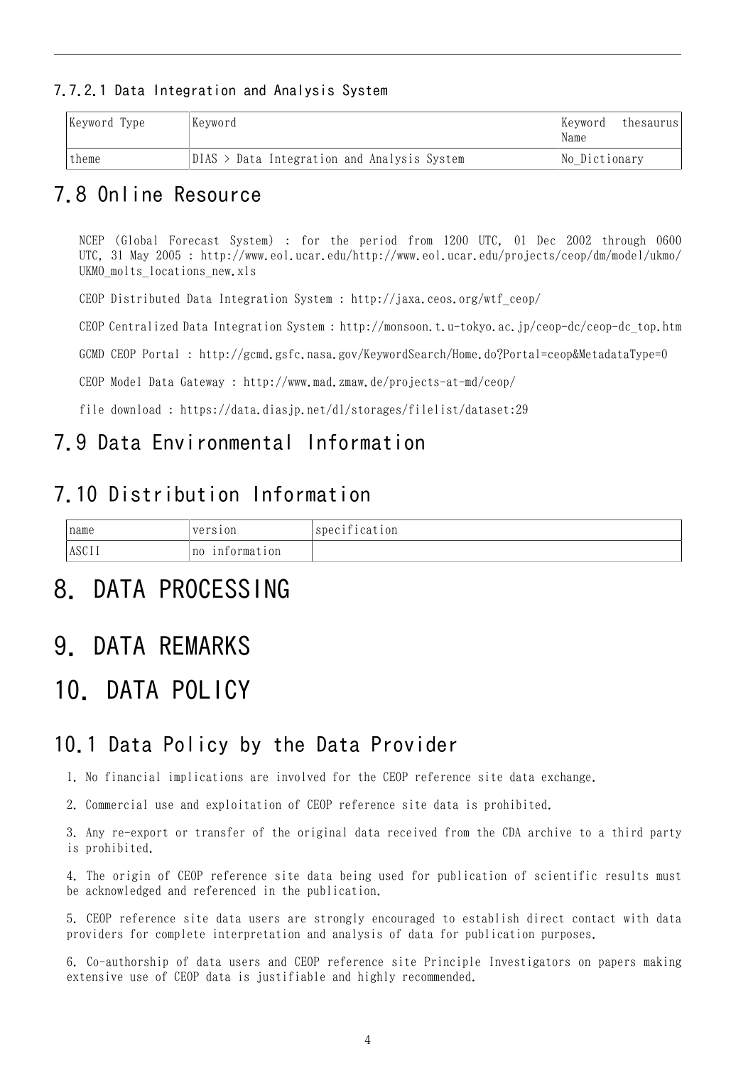#### 7.7.2.1 Data Integration and Analysis System

| Keyword Type | Keyword | Keyword thesaurus Name |
| --- | --- | --- |
| theme | DIAS > Data Integration and Analysis System | No_Dictionary |

## 7.8 Online Resource

NCEP (Global Forecast System) : for the period from 1200 UTC, 01 Dec 2002 through 0600 UTC, 31 May 2005 : http://www.eol.ucar.edu/http://www.eol.ucar.edu/projects/ceop/dm/model/ukmo/UKMO_molts_locations_new.xls

CEOP Distributed Data Integration System : http://jaxa.ceos.org/wtf_ceop/

CEOP Centralized Data Integration System : http://monsoon.t.u-tokyo.ac.jp/ceop-dc/ceop-dc_top.htm

GCMD CEOP Portal : http://gcmd.gsfc.nasa.gov/KeywordSearch/Home.do?Portal=ceop&MetadataType=0

CEOP Model Data Gateway : http://www.mad.zmaw.de/projects-at-md/ceop/

file download : https://data.diasjp.net/dl/storages/filelist/dataset:29

## 7.9 Data Environmental Information

## 7.10 Distribution Information

| name | version | specification |
| --- | --- | --- |
| ASCII | no information | |

# 8. DATA PROCESSING

# 9. DATA REMARKS

# 10. DATA POLICY

## 10.1 Data Policy by the Data Provider

1. No financial implications are involved for the CEOP reference site data exchange.

2. Commercial use and exploitation of CEOP reference site data is prohibited.

3. Any re-export or transfer of the original data received from the CDA archive to a third party is prohibited.

4. The origin of CEOP reference site data being used for publication of scientific results must be acknowledged and referenced in the publication.

5. CEOP reference site data users are strongly encouraged to establish direct contact with data providers for complete interpretation and analysis of data for publication purposes.

6. Co-authorship of data users and CEOP reference site Principle Investigators on papers making extensive use of CEOP data is justifiable and highly recommended.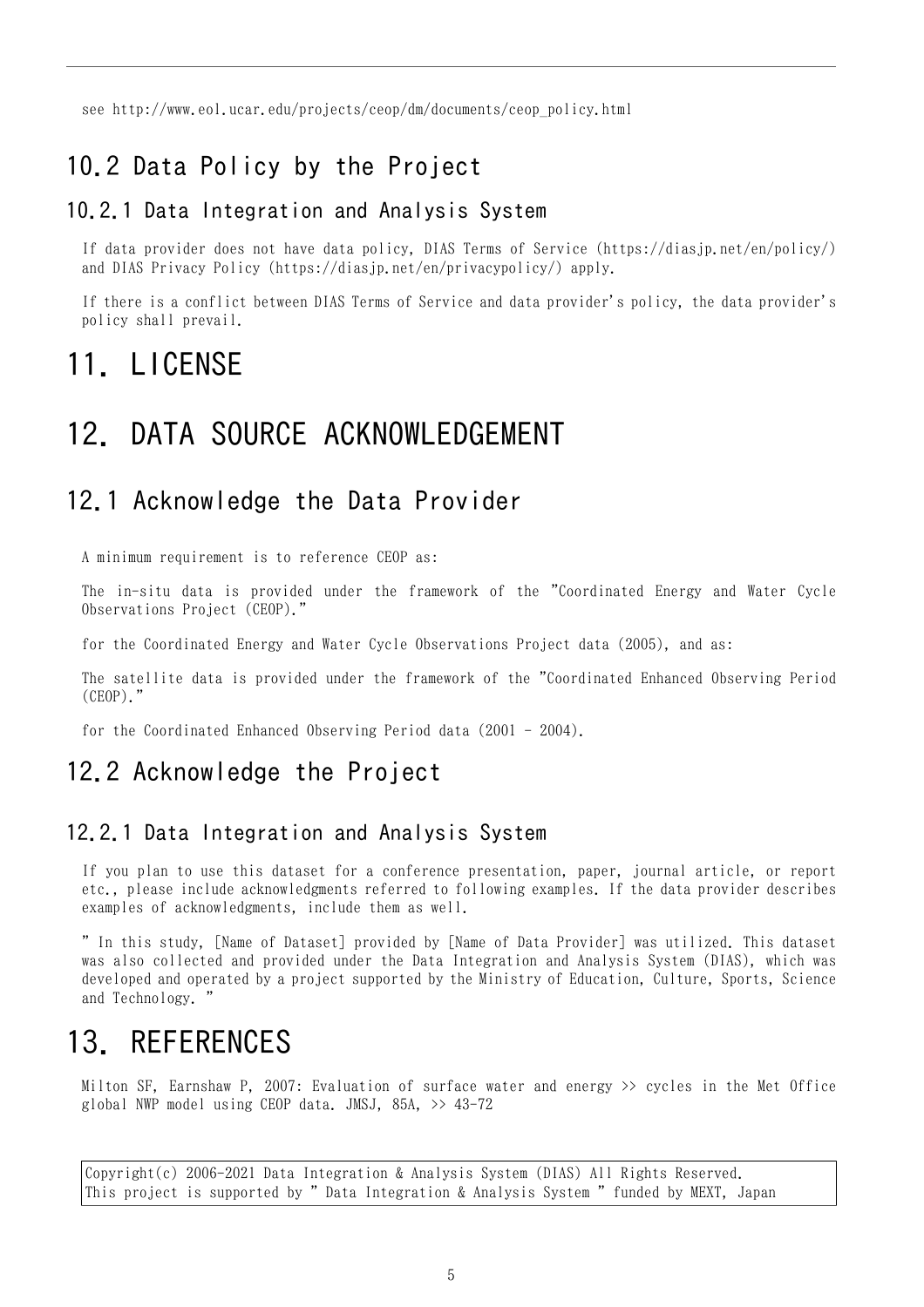see http://www.eol.ucar.edu/projects/ceop/dm/documents/ceop_policy.html

## 10.2 Data Policy by the Project

### 10.2.1 Data Integration and Analysis System

If data provider does not have data policy, DIAS Terms of Service (https://diasjp.net/en/policy/) and DIAS Privacy Policy (https://diasjp.net/en/privacypolicy/) apply.

If there is a conflict between DIAS Terms of Service and data provider's policy, the data provider's policy shall prevail.

# 11. LICENSE

# 12. DATA SOURCE ACKNOWLEDGEMENT

## 12.1 Acknowledge the Data Provider

A minimum requirement is to reference CEOP as:

The in-situ data is provided under the framework of the "Coordinated Energy and Water Cycle Observations Project (CEOP)."

for the Coordinated Energy and Water Cycle Observations Project data (2005), and as:

The satellite data is provided under the framework of the "Coordinated Enhanced Observing Period (CEOP)."

for the Coordinated Enhanced Observing Period data (2001 - 2004).

## 12.2 Acknowledge the Project

### 12.2.1 Data Integration and Analysis System

If you plan to use this dataset for a conference presentation, paper, journal article, or report etc., please include acknowledgments referred to following examples. If the data provider describes examples of acknowledgments, include them as well.

" In this study, [Name of Dataset] provided by [Name of Data Provider] was utilized. This dataset was also collected and provided under the Data Integration and Analysis System (DIAS), which was developed and operated by a project supported by the Ministry of Education, Culture, Sports, Science and Technology. "

# 13. REFERENCES

Milton SF, Earnshaw P, 2007: Evaluation of surface water and energy >> cycles in the Met Office global NWP model using CEOP data. JMSJ, 85A, >> 43-72

Copyright(c) 2006-2021 Data Integration & Analysis System (DIAS) All Rights Reserved.
This project is supported by " Data Integration & Analysis System " funded by MEXT, Japan